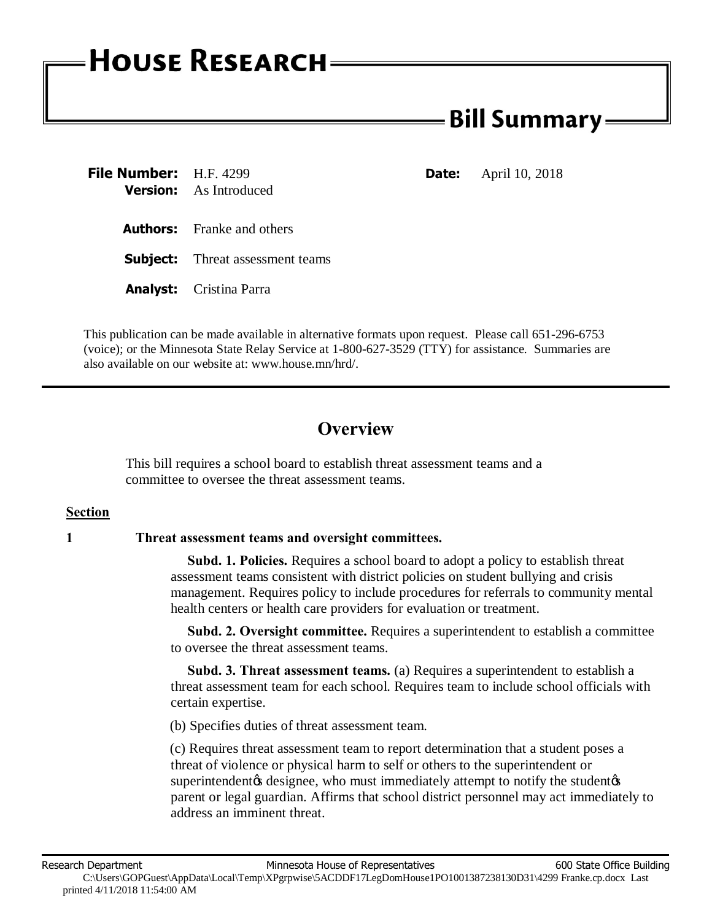# House Research

## Bill Summary

**File Number:** H.F. 4299

**Date:** April 10, 2018

**Version:** As Introduced

**Authors:** Franke and others

**Subject:** Threat assessment teams

**Analyst:** Cristina Parra

This publication can be made available in alternative formats upon request. Please call 651-296-6753 (voice); or the Minnesota State Relay Service at 1-800-627-3529 (TTY) for assistance. Summaries are also available on our website at: www.house.mn/hrd/.

---

## Overview

This bill requires a school board to establish threat assessment teams and a committee to oversee the threat assessment teams.

**Section**

**1 Threat assessment teams and oversight committees.**

**Subd. 1. Policies.** Requires a school board to adopt a policy to establish threat assessment teams consistent with district policies on student bullying and crisis management. Requires policy to include procedures for referrals to community mental health centers or health care providers for evaluation or treatment.

**Subd. 2. Oversight committee.** Requires a superintendent to establish a committee to oversee the threat assessment teams.

**Subd. 3. Threat assessment teams.** (a) Requires a superintendent to establish a threat assessment team for each school. Requires team to include school officials with certain expertise.

(b) Specifies duties of threat assessment team.

(c) Requires threat assessment team to report determination that a student poses a threat of violence or physical harm to self or others to the superintendent or superintendent's designee, who must immediately attempt to notify the student's parent or legal guardian. Affirms that school district personnel may act immediately to address an imminent threat.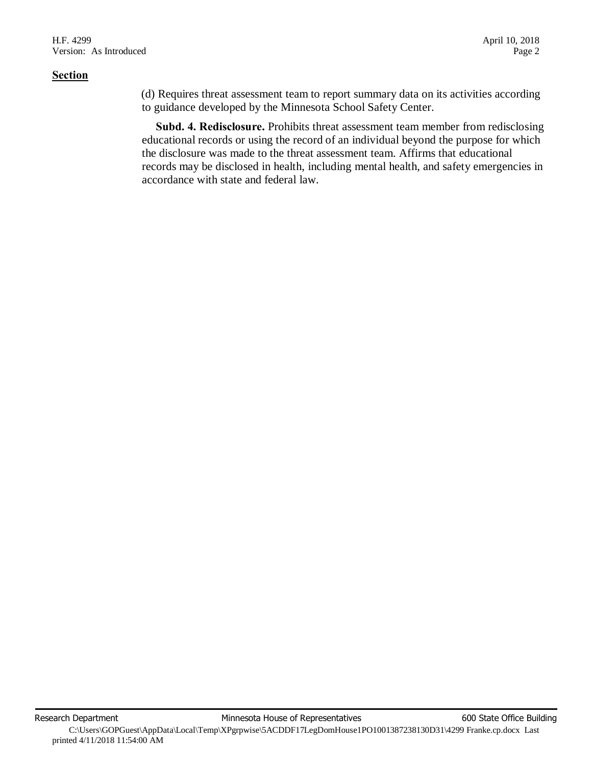**Section**

(d) Requires threat assessment team to report summary data on its activities according to guidance developed by the Minnesota School Safety Center.

**Subd. 4. Redisclosure.** Prohibits threat assessment team member from redisclosing educational records or using the record of an individual beyond the purpose for which the disclosure was made to the threat assessment team. Affirms that educational records may be disclosed in health, including mental health, and safety emergencies in accordance with state and federal law.